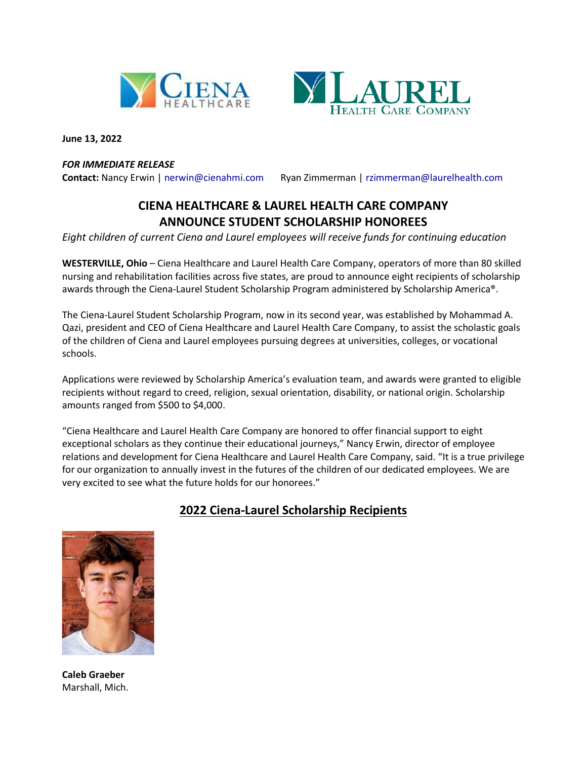**June 13, 2022**

***FOR IMMEDIATE RELEASE***

**Contact:** Nancy Erwin | nerwin@cienahmi.com Ryan Zimmerman | rzimmerman@laurelhealth.com

# CIENA HEALTHCARE & LAUREL HEALTH CARE COMPANY ANNOUNCE STUDENT SCHOLARSHIP HONOREES

*Eight children of current Ciena and Laurel employees will receive funds for continuing education*

**WESTERVILLE, Ohio** – Ciena Healthcare and Laurel Health Care Company, operators of more than 80 skilled nursing and rehabilitation facilities across five states, are proud to announce eight recipients of scholarship awards through the Ciena-Laurel Student Scholarship Program administered by Scholarship America®.

The Ciena-Laurel Student Scholarship Program, now in its second year, was established by Mohammad A. Qazi, president and CEO of Ciena Healthcare and Laurel Health Care Company, to assist the scholastic goals of the children of Ciena and Laurel employees pursuing degrees at universities, colleges, or vocational schools.

Applications were reviewed by Scholarship America's evaluation team, and awards were granted to eligible recipients without regard to creed, religion, sexual orientation, disability, or national origin. Scholarship amounts ranged from $500 to $4,000.

"Ciena Healthcare and Laurel Health Care Company are honored to offer financial support to eight exceptional scholars as they continue their educational journeys," Nancy Erwin, director of employee relations and development for Ciena Healthcare and Laurel Health Care Company, said. "It is a true privilege for our organization to annually invest in the futures of the children of our dedicated employees. We are very excited to see what the future holds for our honorees."

## 2022 Ciena-Laurel Scholarship Recipients

**Caleb Graeber**
Marshall, Mich.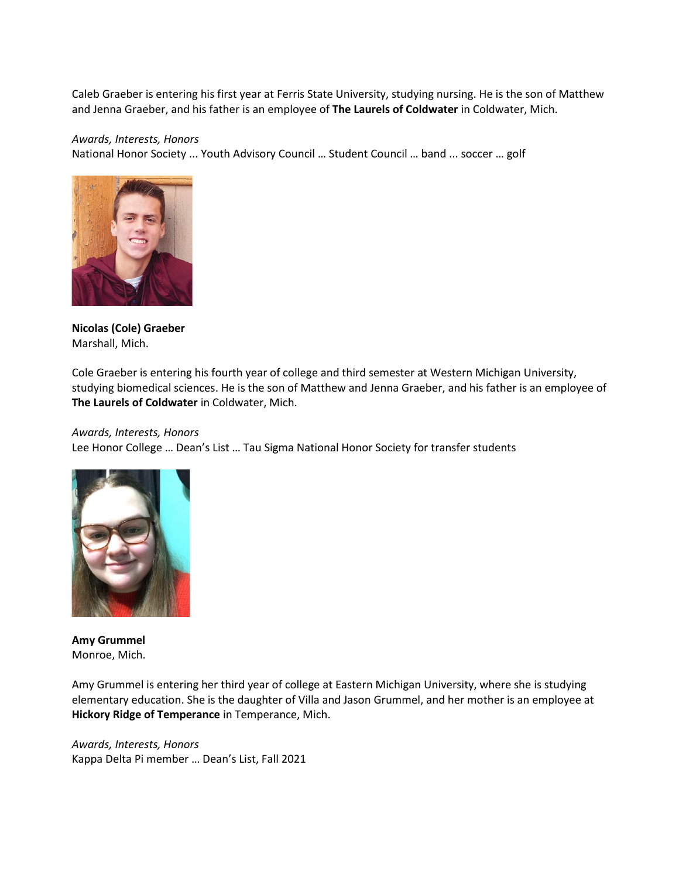Caleb Graeber is entering his first year at Ferris State University, studying nursing. He is the son of Matthew and Jenna Graeber, and his father is an employee of **The Laurels of Coldwater** in Coldwater, Mich.

*Awards, Interests, Honors*
National Honor Society ... Youth Advisory Council … Student Council … band ... soccer … golf

**Nicolas (Cole) Graeber**
Marshall, Mich.

Cole Graeber is entering his fourth year of college and third semester at Western Michigan University, studying biomedical sciences. He is the son of Matthew and Jenna Graeber, and his father is an employee of **The Laurels of Coldwater** in Coldwater, Mich.

*Awards, Interests, Honors*
Lee Honor College … Dean's List … Tau Sigma National Honor Society for transfer students

**Amy Grummel**
Monroe, Mich.

Amy Grummel is entering her third year of college at Eastern Michigan University, where she is studying elementary education. She is the daughter of Villa and Jason Grummel, and her mother is an employee at **Hickory Ridge of Temperance** in Temperance, Mich.

*Awards, Interests, Honors*
Kappa Delta Pi member … Dean's List, Fall 2021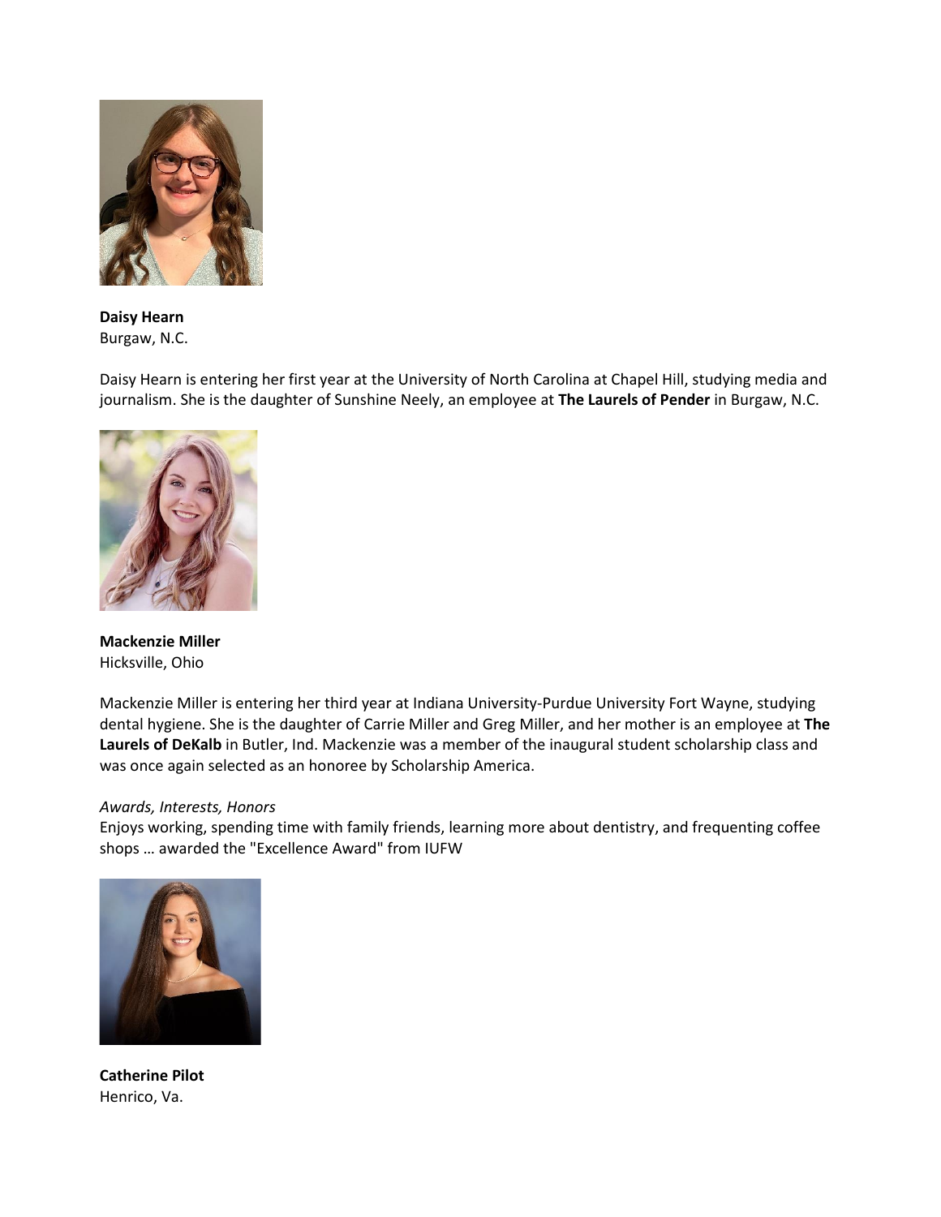**Daisy Hearn**
Burgaw, N.C.

Daisy Hearn is entering her first year at the University of North Carolina at Chapel Hill, studying media and journalism. She is the daughter of Sunshine Neely, an employee at **The Laurels of Pender** in Burgaw, N.C.

**Mackenzie Miller**
Hicksville, Ohio

Mackenzie Miller is entering her third year at Indiana University-Purdue University Fort Wayne, studying dental hygiene. She is the daughter of Carrie Miller and Greg Miller, and her mother is an employee at **The Laurels of DeKalb** in Butler, Ind. Mackenzie was a member of the inaugural student scholarship class and was once again selected as an honoree by Scholarship America.

*Awards, Interests, Honors*
Enjoys working, spending time with family friends, learning more about dentistry, and frequenting coffee shops … awarded the "Excellence Award" from IUFW

**Catherine Pilot**
Henrico, Va.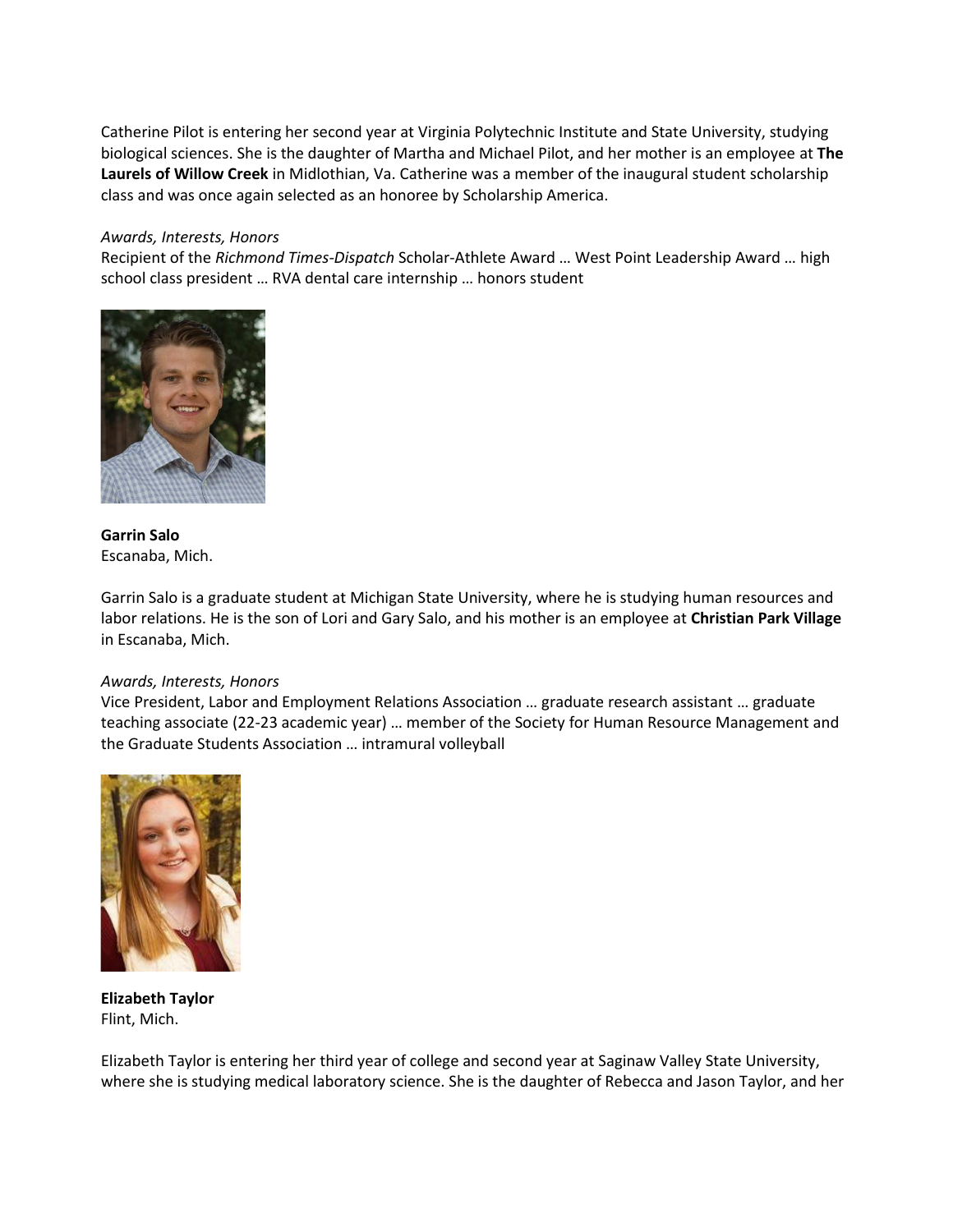Catherine Pilot is entering her second year at Virginia Polytechnic Institute and State University, studying biological sciences. She is the daughter of Martha and Michael Pilot, and her mother is an employee at **The Laurels of Willow Creek** in Midlothian, Va. Catherine was a member of the inaugural student scholarship class and was once again selected as an honoree by Scholarship America.

*Awards, Interests, Honors*
Recipient of the *Richmond Times-Dispatch* Scholar-Athlete Award … West Point Leadership Award … high school class president … RVA dental care internship … honors student

**Garrin Salo**
Escanaba, Mich.

Garrin Salo is a graduate student at Michigan State University, where he is studying human resources and labor relations. He is the son of Lori and Gary Salo, and his mother is an employee at **Christian Park Village** in Escanaba, Mich.

*Awards, Interests, Honors*
Vice President, Labor and Employment Relations Association … graduate research assistant … graduate teaching associate (22-23 academic year) … member of the Society for Human Resource Management and the Graduate Students Association … intramural volleyball

**Elizabeth Taylor**
Flint, Mich.

Elizabeth Taylor is entering her third year of college and second year at Saginaw Valley State University, where she is studying medical laboratory science. She is the daughter of Rebecca and Jason Taylor, and her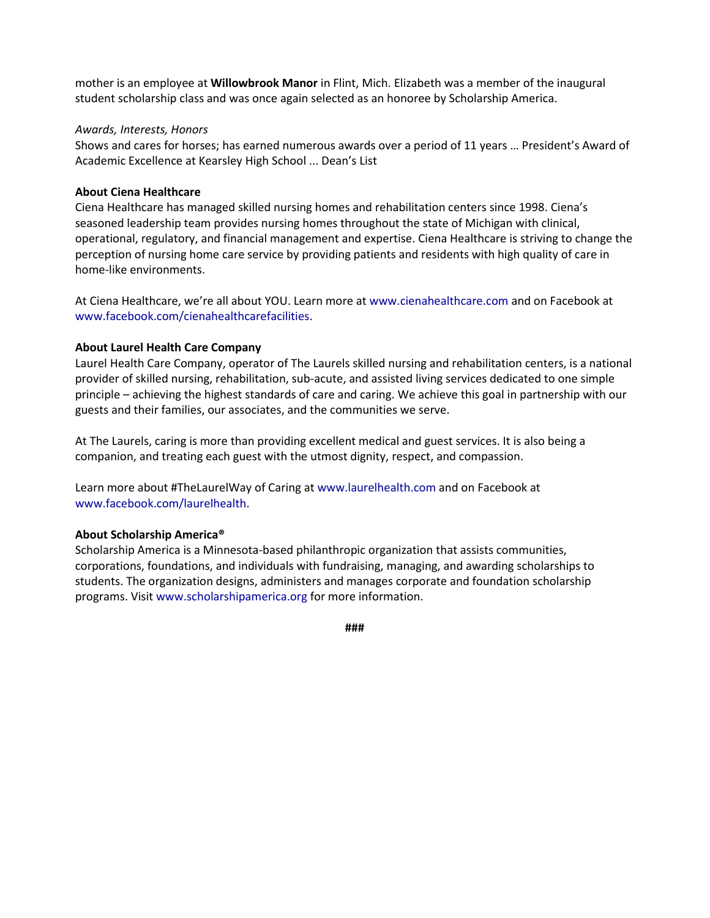mother is an employee at **Willowbrook Manor** in Flint, Mich. Elizabeth was a member of the inaugural student scholarship class and was once again selected as an honoree by Scholarship America.

*Awards, Interests, Honors*

Shows and cares for horses; has earned numerous awards over a period of 11 years … President's Award of Academic Excellence at Kearsley High School ... Dean's List

**About Ciena Healthcare**

Ciena Healthcare has managed skilled nursing homes and rehabilitation centers since 1998. Ciena's seasoned leadership team provides nursing homes throughout the state of Michigan with clinical, operational, regulatory, and financial management and expertise. Ciena Healthcare is striving to change the perception of nursing home care service by providing patients and residents with high quality of care in home-like environments.

At Ciena Healthcare, we're all about YOU. Learn more at www.cienahealthcare.com and on Facebook at www.facebook.com/cienahealthcarefacilities.

**About Laurel Health Care Company**

Laurel Health Care Company, operator of The Laurels skilled nursing and rehabilitation centers, is a national provider of skilled nursing, rehabilitation, sub-acute, and assisted living services dedicated to one simple principle – achieving the highest standards of care and caring. We achieve this goal in partnership with our guests and their families, our associates, and the communities we serve.

At The Laurels, caring is more than providing excellent medical and guest services. It is also being a companion, and treating each guest with the utmost dignity, respect, and compassion.

Learn more about #TheLaurelWay of Caring at www.laurelhealth.com and on Facebook at www.facebook.com/laurelhealth.

**About Scholarship America®**

Scholarship America is a Minnesota-based philanthropic organization that assists communities, corporations, foundations, and individuals with fundraising, managing, and awarding scholarships to students. The organization designs, administers and manages corporate and foundation scholarship programs. Visit www.scholarshipamerica.org for more information.

**###**